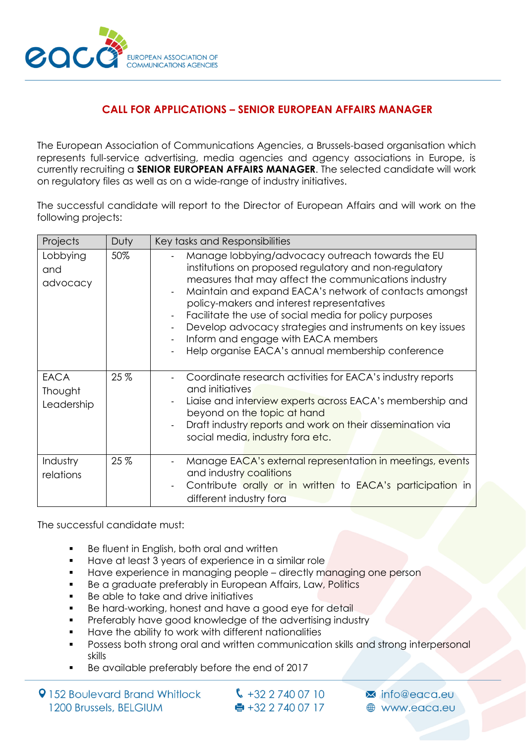EUROPEAN ASSOCIATION OF COMMUNICATIONS AGENCIES

## CALL FOR APPLICATIONS – SENIOR EUROPEAN AFFAIRS MANAGER

The European Association of Communications Agencies, a Brussels-based organisation which represents full-service advertising, media agencies and agency associations in Europe, is currently recruiting a **SENIOR EUROPEAN AFFAIRS MANAGER**. The selected candidate will work on regulatory files as well as on a wide-range of industry initiatives.

The successful candidate will report to the Director of European Affairs and will work on the following projects:

| Projects | Duty | Key tasks and Responsibilities |
|---|---|---|
| Lobbying and advocacy | 50% | - Manage lobbying/advocacy outreach towards the EU institutions on proposed regulatory and non-regulatory measures that may affect the communications industry<br>- Maintain and expand EACA's network of contacts amongst policy-makers and interest representatives<br>- Facilitate the use of social media for policy purposes<br>- Develop advocacy strategies and instruments on key issues<br>- Inform and engage with EACA members<br>- Help organise EACA's annual membership conference |
| EACA Thought Leadership | 25 % | - Coordinate research activities for EACA's industry reports and initiatives<br>- Liaise and interview experts across EACA's membership and beyond on the topic at hand<br>- Draft industry reports and work on their dissemination via social media, industry fora etc. |
| Industry relations | 25 % | - Manage EACA's external representation in meetings, events and industry coalitions<br>- Contribute orally or in written to EACA's participation in different industry fora |

The successful candidate must:

- Be fluent in English, both oral and written
- Have at least 3 years of experience in a similar role
- Have experience in managing people – directly managing one person
- Be a graduate preferably in European Affairs, Law, Politics
- Be able to take and drive initiatives
- Be hard-working, honest and have a good eye for detail
- Preferably have good knowledge of the advertising industry
- Have the ability to work with different nationalities
- Possess both strong oral and written communication skills and strong interpersonal skills
- Be available preferably before the end of 2017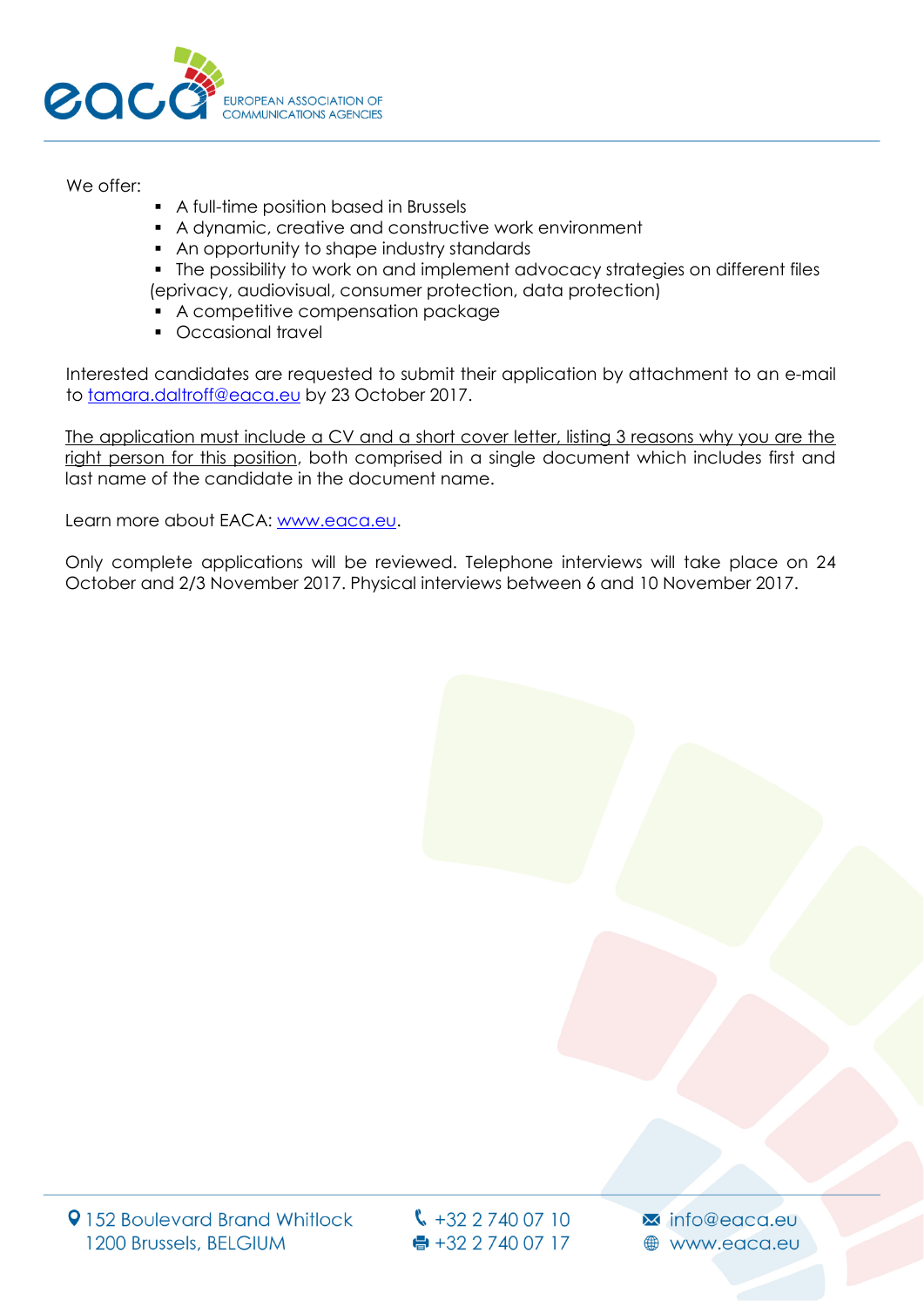We offer:

- A full-time position based in Brussels
- A dynamic, creative and constructive work environment
- An opportunity to shape industry standards
- The possibility to work on and implement advocacy strategies on different files (eprivacy, audiovisual, consumer protection, data protection)
- A competitive compensation package
- Occasional travel

Interested candidates are requested to submit their application by attachment to an e-mail to tamara.daltroff@eaca.eu by 23 October 2017.

The application must include a CV and a short cover letter, listing 3 reasons why you are the right person for this position, both comprised in a single document which includes first and last name of the candidate in the document name.

Learn more about EACA: www.eaca.eu.

Only complete applications will be reviewed. Telephone interviews will take place on 24 October and 2/3 November 2017. Physical interviews between 6 and 10 November 2017.